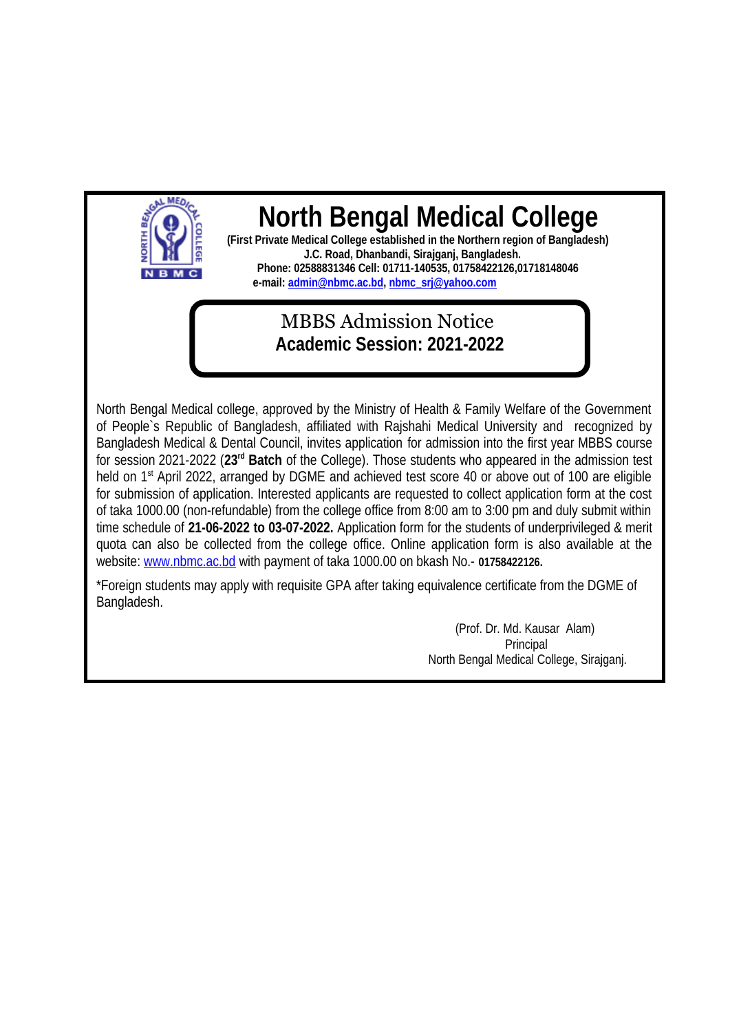# North Bengal Medical College

**(First Private Medical College established in the Northern region of Bangladesh)**
**J.C. Road, Dhanbandi, Sirajganj, Bangladesh.**
**Phone: 02588831346 Cell: 01711-140535, 01758422126,01718148046**
**e-mail: admin@nbmc.ac.bd, nbmc_srj@yahoo.com**

## MBBS Admission Notice
## Academic Session: 2021-2022

North Bengal Medical college, approved by the Ministry of Health & Family Welfare of the Government of People`s Republic of Bangladesh, affiliated with Rajshahi Medical University and recognized by Bangladesh Medical & Dental Council, invites application for admission into the first year MBBS course for session 2021-2022 (**23rd Batch** of the College). Those students who appeared in the admission test held on 1st April 2022, arranged by DGME and achieved test score 40 or above out of 100 are eligible for submission of application. Interested applicants are requested to collect application form at the cost of taka 1000.00 (non-refundable) from the college office from 8:00 am to 3:00 pm and duly submit within time schedule of **21-06-2022 to 03-07-2022.** Application form for the students of underprivileged & merit quota can also be collected from the college office. Online application form is also available at the website: www.nbmc.ac.bd with payment of taka 1000.00 on bkash No.- **01758422126.**

*Foreign students may apply with requisite GPA after taking equivalence certificate from the DGME of Bangladesh.

(Prof. Dr. Md. Kausar Alam)
Principal
North Bengal Medical College, Sirajganj.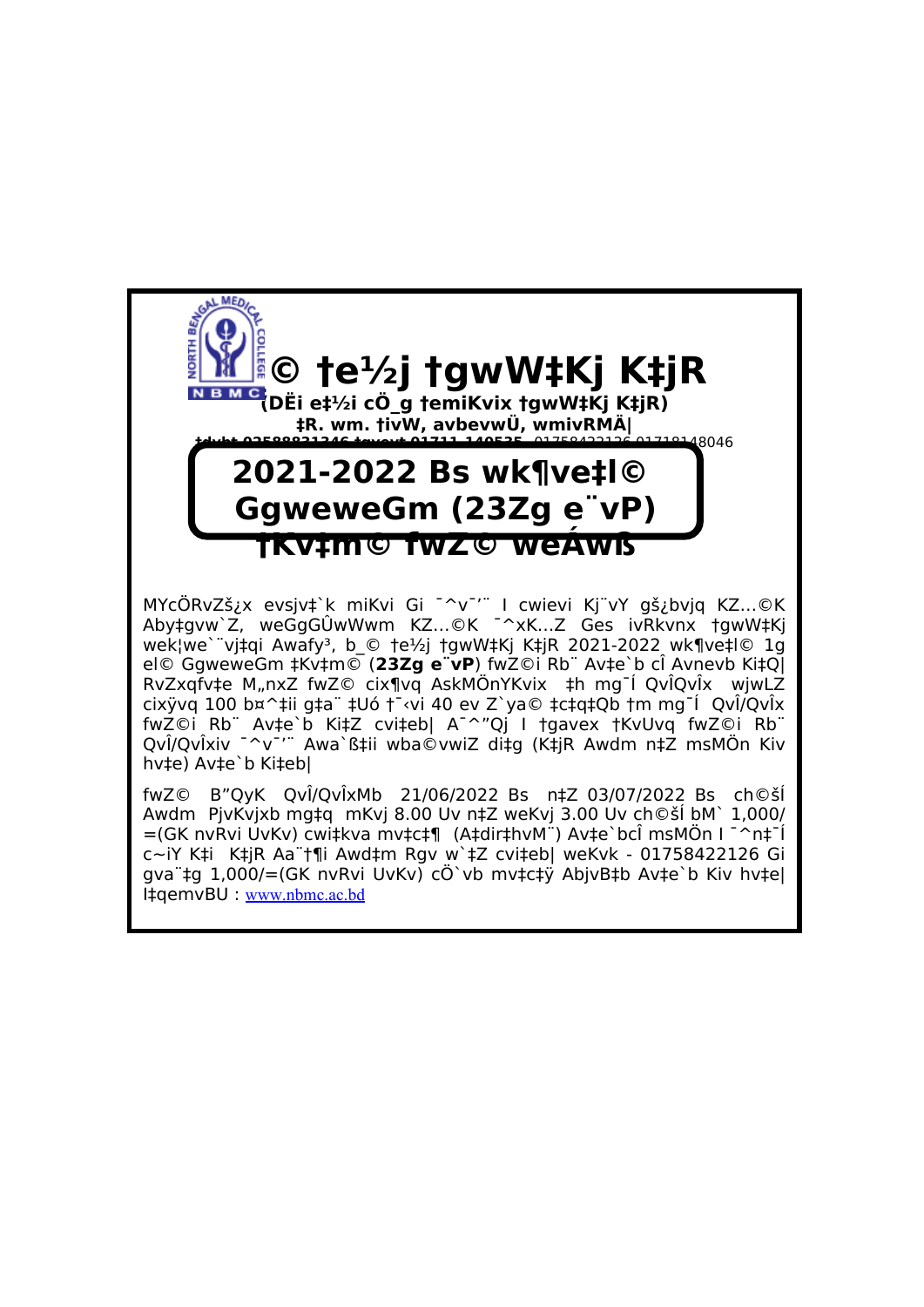# © te½j tgwW‡Kj K‡jR

**(DËi e‡½i cÖ_g †emiKvix †gwW‡Kj K‡jR)**

**‡R. wm. †ivW, avbevwÜ, wmivRMÄ|**

**‡dvbt 02588831346 †gvevt 01711-140535,** 01758422126,01718148046

## 2021-2022 Bs wk¶ve‡l© GgweweGm (23Zg e¨vP) †Kv‡m© fwZ© weÁwß

MYcÖRvZš¿x evsjv‡`k miKvi Gi ¯^v¯’¨ I cwievi Kj¨vY gš¿bvjq KZ…©K Aby‡gvw`Z, weGgGÛwWwm KZ…©K ¯^xK…Z Ges ivRkvnx †gwW‡Kj wek¦we`¨vj‡qi Awafy³, b_© te½j †gwW‡Kj K‡jR 2021-2022 wk¶ve‡l© 1g el© GgweweGm ‡Kv‡m© (**23Zg e¨vP**) fwZ©i Rb¨ Av‡e`b cÎ Avnevb Ki‡Q| RvZxqfv‡e M„nxZ fwZ© cix¶vq AskMÖnYKvix ‡h mg¯Í QvÎQvÎx wjwLZ cixÿvq 100 b¤^‡ii g‡a¨ ‡Uó †¯‹vi 40 ev Z`ya© ‡c‡q‡Qb †m mg¯Í QvÎ/QvÎx fwZ©i Rb¨ Av‡e`b Ki‡Z cvi‡eb| A¯^”Qj I †gavex †KvUvq fwZ©i Rb¨ QvÎ/QvÎxiv ¯^v¯’¨ Awa`ß‡ii wba©vwiZ di‡g (K‡jR Awdm n‡Z msMÖn Kiv hv‡e) Av‡e`b Ki‡eb|

fwZ© B”QyK QvÎ/QvÎxMb 21/06/2022 Bs n‡Z 03/07/2022 Bs ch©šÍ Awdm PjvKvjxb mg‡q mKvj 8.00 Uv n‡Z weKvj 3.00 Uv ch©šÍ bM` 1,000/=(GK nvRvi UvKv) cwi‡kva mv‡c‡¶ (A‡dir‡hvM¨) Av‡e`bcÎ msMÖn I ¯^n‡¯Í c~iY K‡i K‡jR Aa¨‡¶i Awd‡m Rgv w`‡Z cvi‡eb| weKvk - 01758422126 Gi gva¨‡g 1,000/=(GK nvRvi UvKv) cÖ`vb mv‡c‡ÿ AbjvB‡b Av‡e`b Kiv hv‡e| I‡qemvBU : www.nbmc.ac.bd